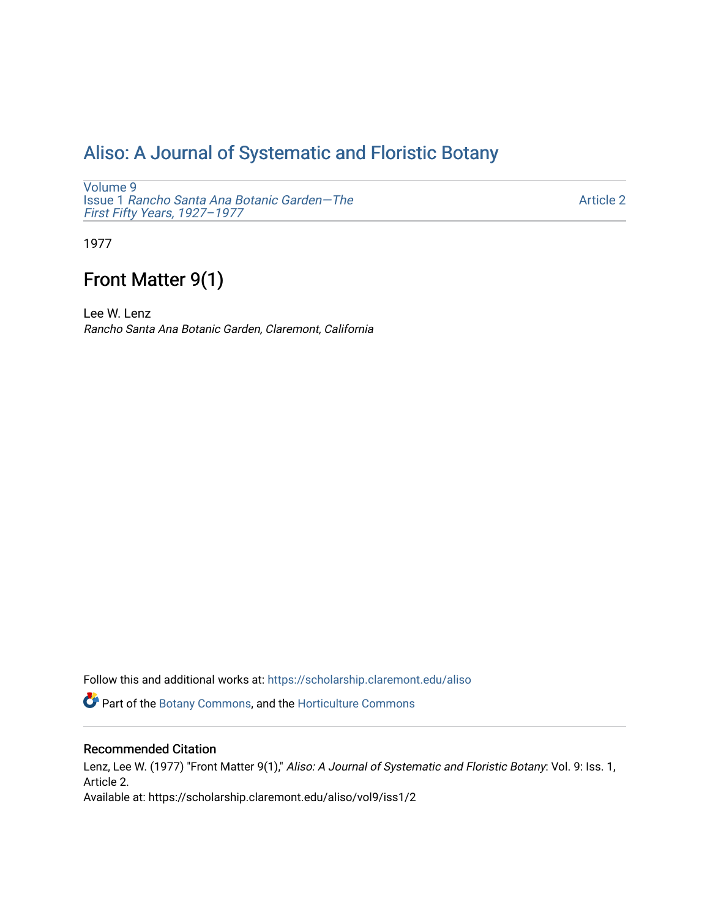# Aliso: A Journal of Systematic and Floristic Botany

Volume 9
Issue 1 *Rancho Santa Ana Botanic Garden—The First Fifty Years, 1927–1977*

Article 2

1977

## Front Matter 9(1)

Lee W. Lenz
*Rancho Santa Ana Botanic Garden, Claremont, California*

Follow this and additional works at: https://scholarship.claremont.edu/aliso

Part of the Botany Commons, and the Horticulture Commons

### Recommended Citation

Lenz, Lee W. (1977) "Front Matter 9(1)," *Aliso: A Journal of Systematic and Floristic Botany*: Vol. 9: Iss. 1, Article 2.
Available at: https://scholarship.claremont.edu/aliso/vol9/iss1/2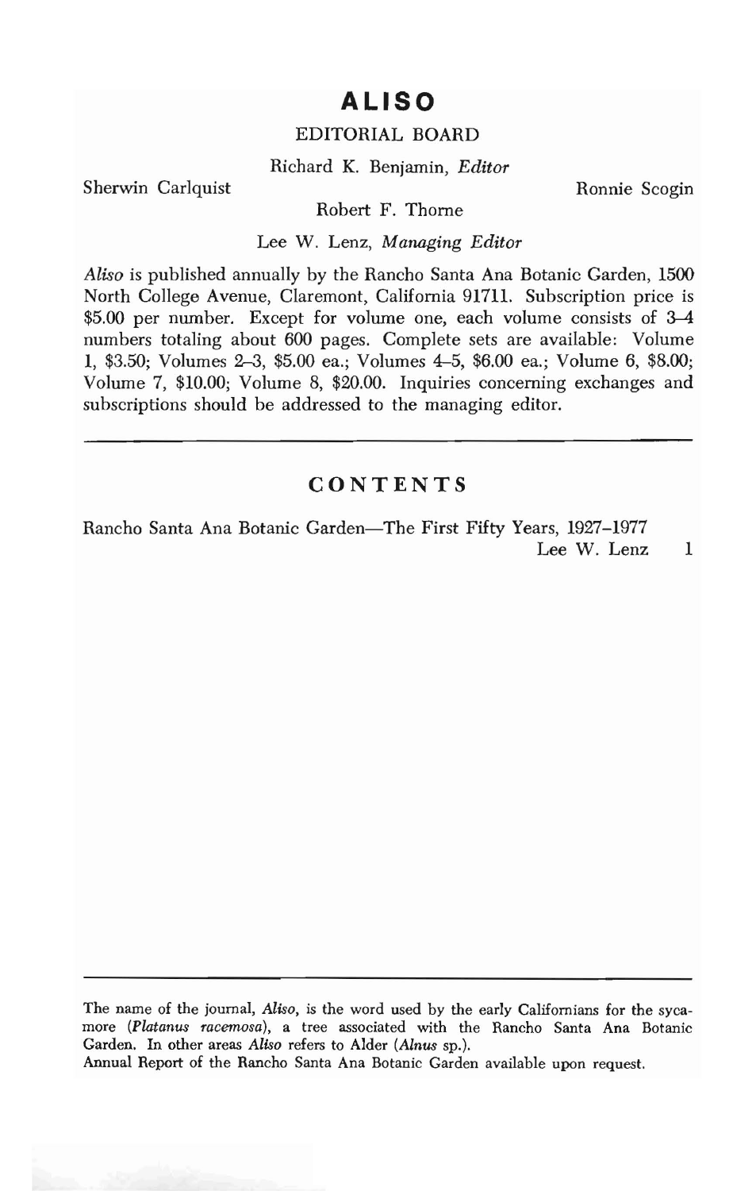# ALISO

## EDITORIAL BOARD

Richard K. Benjamin, *Editor*

Sherwin Carlquist

Ronnie Scogin

Robert F. Thorne

Lee W. Lenz, *Managing Editor*

*Aliso* is published annually by the Rancho Santa Ana Botanic Garden, 1500 North College Avenue, Claremont, California 91711. Subscription price is $5.00 per number. Except for volume one, each volume consists of 3–4 numbers totaling about 600 pages. Complete sets are available: Volume 1, $3.50; Volumes 2–3, $5.00 ea.; Volumes 4–5, $6.00 ea.; Volume 6, $8.00; Volume 7, $10.00; Volume 8, $20.00. Inquiries concerning exchanges and subscriptions should be addressed to the managing editor.

---

## CONTENTS

Rancho Santa Ana Botanic Garden—The First Fifty Years, 1927–1977
Lee W. Lenz 1

---

The name of the journal, *Aliso*, is the word used by the early Californians for the sycamore (*Platanus racemosa*), a tree associated with the Rancho Santa Ana Botanic Garden. In other areas *Aliso* refers to Alder (*Alnus* sp.).

Annual Report of the Rancho Santa Ana Botanic Garden available upon request.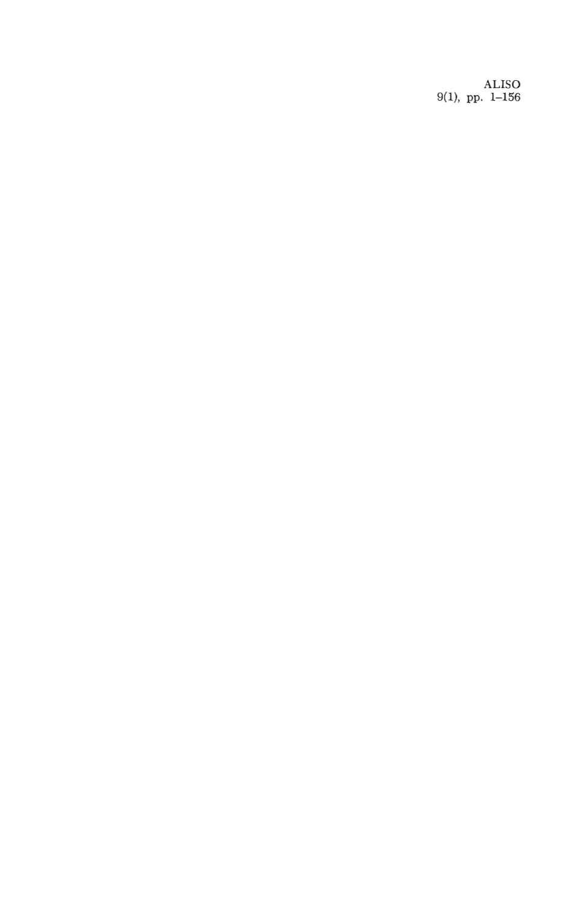ALISO
9(1), pp. 1–156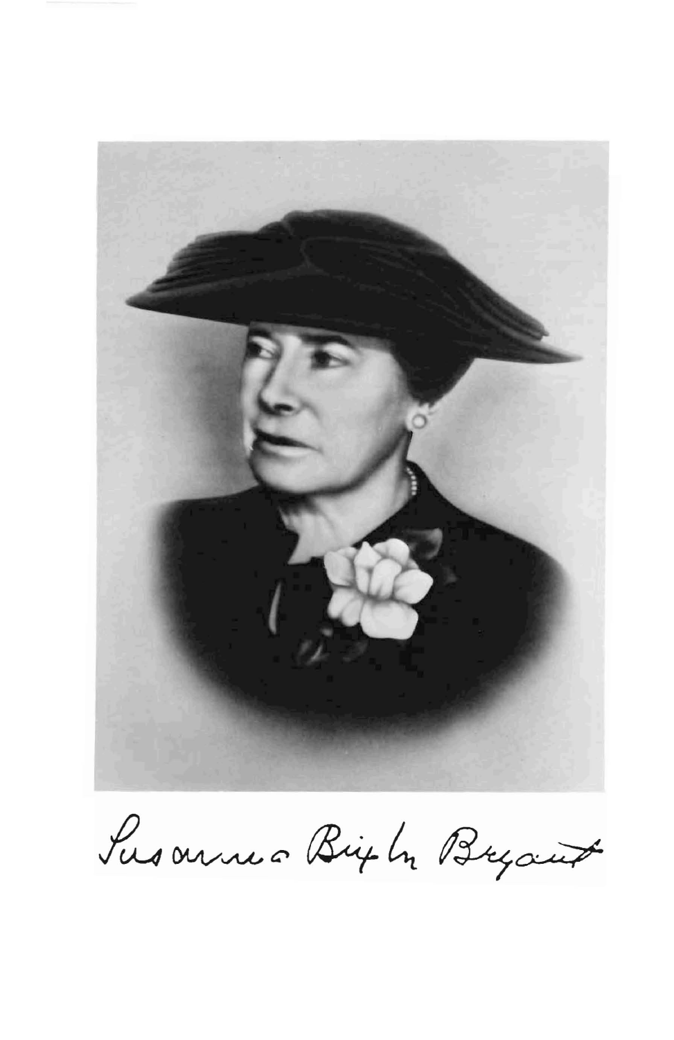Susanna Bixby Bryant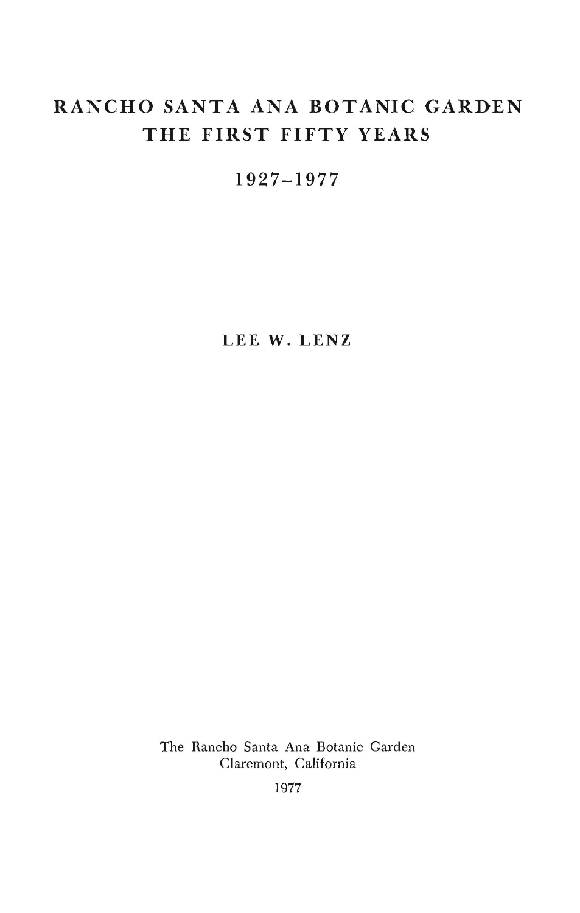# RANCHO SANTA ANA BOTANIC GARDEN
# THE FIRST FIFTY YEARS

## 1927–1977

**LEE W. LENZ**

The Rancho Santa Ana Botanic Garden
Claremont, California

1977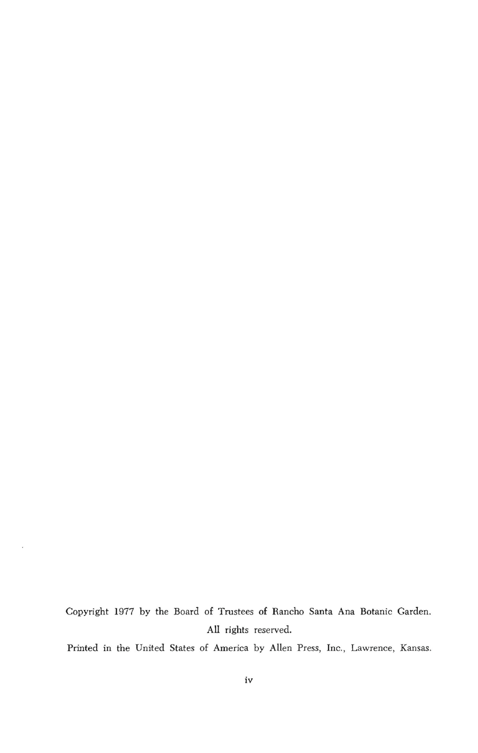Copyright 1977 by the Board of Trustees of Rancho Santa Ana Botanic Garden.

All rights reserved.

Printed in the United States of America by Allen Press, Inc., Lawrence, Kansas.